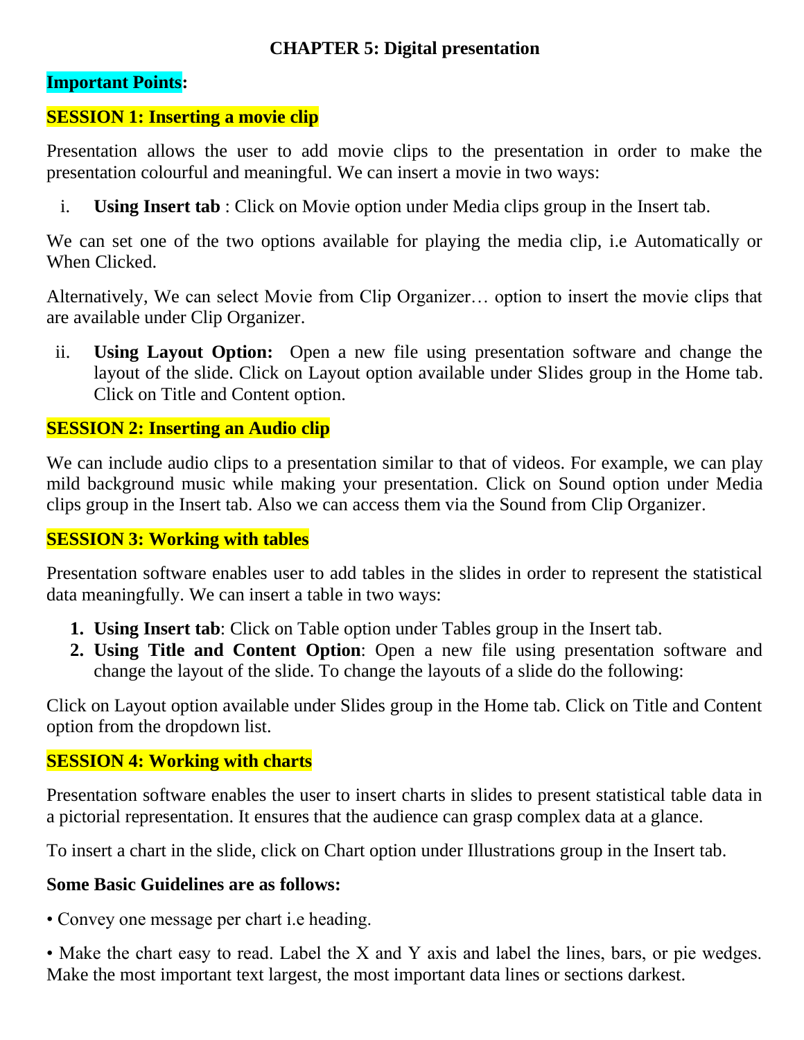# CHAPTER 5: Digital presentation

**Important Points:**

## SESSION 1: Inserting a movie clip

Presentation allows the user to add movie clips to the presentation in order to make the presentation colourful and meaningful. We can insert a movie in two ways:

i. **Using Insert tab** : Click on Movie option under Media clips group in the Insert tab.

We can set one of the two options available for playing the media clip, i.e Automatically or When Clicked.

Alternatively, We can select Movie from Clip Organizer… option to insert the movie clips that are available under Clip Organizer.

ii. **Using Layout Option:** Open a new file using presentation software and change the layout of the slide. Click on Layout option available under Slides group in the Home tab. Click on Title and Content option.

## SESSION 2: Inserting an Audio clip

We can include audio clips to a presentation similar to that of videos. For example, we can play mild background music while making your presentation. Click on Sound option under Media clips group in the Insert tab. Also we can access them via the Sound from Clip Organizer.

## SESSION 3: Working with tables

Presentation software enables user to add tables in the slides in order to represent the statistical data meaningfully. We can insert a table in two ways:

1. **Using Insert tab**: Click on Table option under Tables group in the Insert tab.
2. **Using Title and Content Option**: Open a new file using presentation software and change the layout of the slide. To change the layouts of a slide do the following:

Click on Layout option available under Slides group in the Home tab. Click on Title and Content option from the dropdown list.

## SESSION 4: Working with charts

Presentation software enables the user to insert charts in slides to present statistical table data in a pictorial representation. It ensures that the audience can grasp complex data at a glance.

To insert a chart in the slide, click on Chart option under Illustrations group in the Insert tab.

**Some Basic Guidelines are as follows:**

• Convey one message per chart i.e heading.

• Make the chart easy to read. Label the X and Y axis and label the lines, bars, or pie wedges. Make the most important text largest, the most important data lines or sections darkest.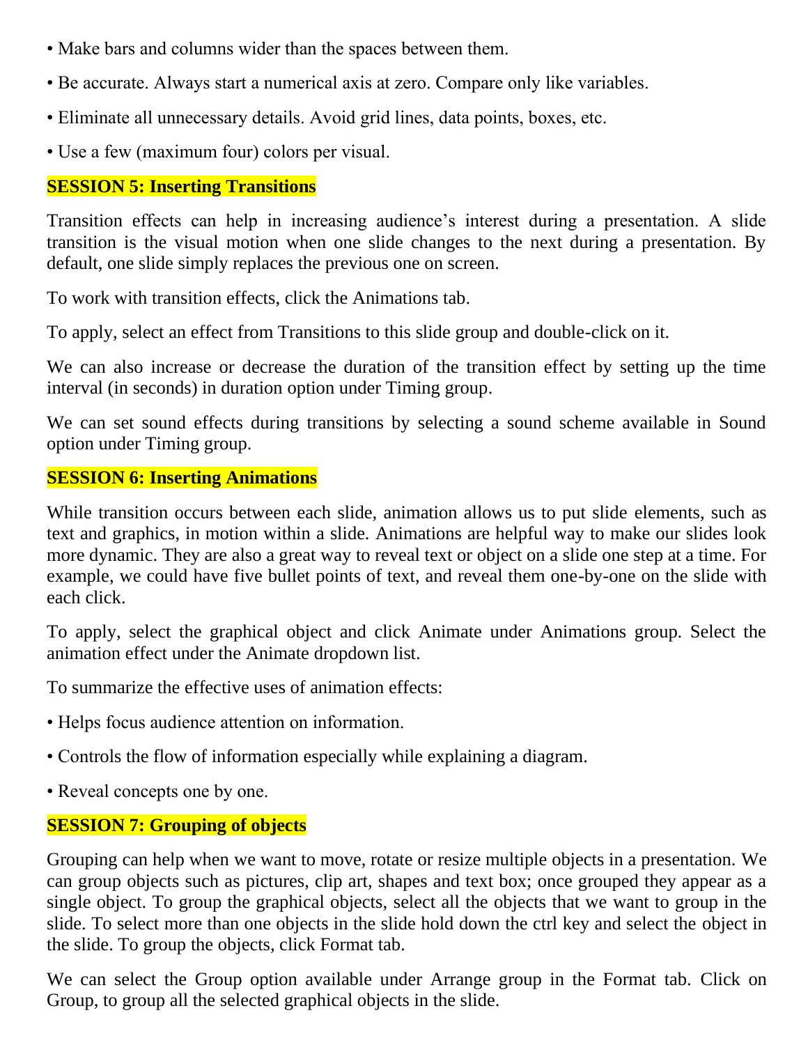• Make bars and columns wider than the spaces between them.

• Be accurate. Always start a numerical axis at zero. Compare only like variables.

• Eliminate all unnecessary details. Avoid grid lines, data points, boxes, etc.

• Use a few (maximum four) colors per visual.

## SESSION 5: Inserting Transitions

Transition effects can help in increasing audience's interest during a presentation. A slide transition is the visual motion when one slide changes to the next during a presentation. By default, one slide simply replaces the previous one on screen.

To work with transition effects, click the Animations tab.

To apply, select an effect from Transitions to this slide group and double-click on it.

We can also increase or decrease the duration of the transition effect by setting up the time interval (in seconds) in duration option under Timing group.

We can set sound effects during transitions by selecting a sound scheme available in Sound option under Timing group.

## SESSION 6: Inserting Animations

While transition occurs between each slide, animation allows us to put slide elements, such as text and graphics, in motion within a slide. Animations are helpful way to make our slides look more dynamic. They are also a great way to reveal text or object on a slide one step at a time. For example, we could have five bullet points of text, and reveal them one-by-one on the slide with each click.

To apply, select the graphical object and click Animate under Animations group. Select the animation effect under the Animate dropdown list.

To summarize the effective uses of animation effects:

• Helps focus audience attention on information.

• Controls the flow of information especially while explaining a diagram.

• Reveal concepts one by one.

## SESSION 7: Grouping of objects

Grouping can help when we want to move, rotate or resize multiple objects in a presentation. We can group objects such as pictures, clip art, shapes and text box; once grouped they appear as a single object. To group the graphical objects, select all the objects that we want to group in the slide. To select more than one objects in the slide hold down the ctrl key and select the object in the slide. To group the objects, click Format tab.

We can select the Group option available under Arrange group in the Format tab. Click on Group, to group all the selected graphical objects in the slide.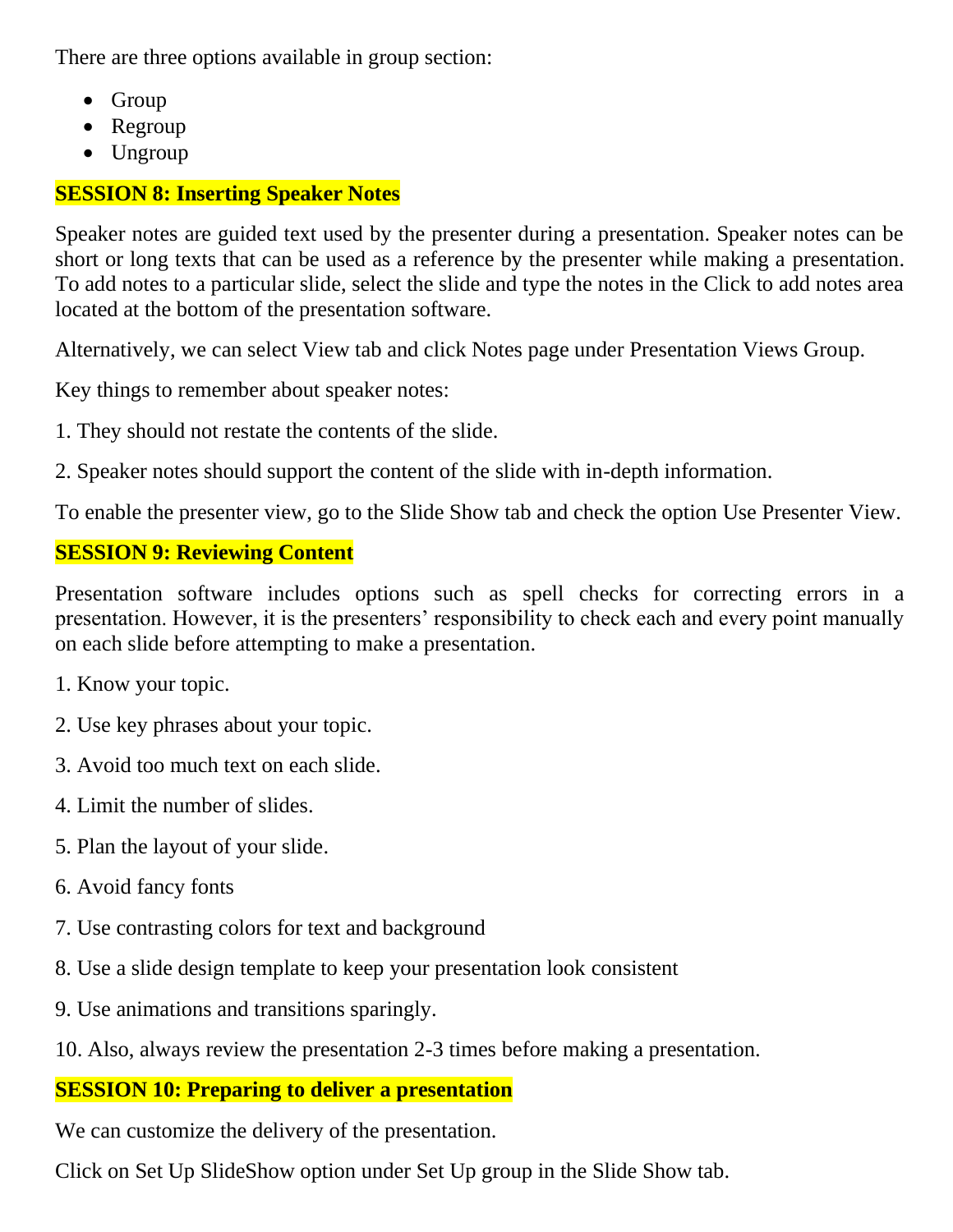There are three options available in group section:

- Group
- Regroup
- Ungroup

**SESSION 8: Inserting Speaker Notes**

Speaker notes are guided text used by the presenter during a presentation. Speaker notes can be short or long texts that can be used as a reference by the presenter while making a presentation. To add notes to a particular slide, select the slide and type the notes in the Click to add notes area located at the bottom of the presentation software.

Alternatively, we can select View tab and click Notes page under Presentation Views Group.

Key things to remember about speaker notes:

1. They should not restate the contents of the slide.

2. Speaker notes should support the content of the slide with in-depth information.

To enable the presenter view, go to the Slide Show tab and check the option Use Presenter View.

**SESSION 9: Reviewing Content**

Presentation software includes options such as spell checks for correcting errors in a presentation. However, it is the presenters' responsibility to check each and every point manually on each slide before attempting to make a presentation.

1. Know your topic.

2. Use key phrases about your topic.

3. Avoid too much text on each slide.

4. Limit the number of slides.

5. Plan the layout of your slide.

6. Avoid fancy fonts

7. Use contrasting colors for text and background

8. Use a slide design template to keep your presentation look consistent

9. Use animations and transitions sparingly.

10. Also, always review the presentation 2-3 times before making a presentation.

**SESSION 10: Preparing to deliver a presentation**

We can customize the delivery of the presentation.

Click on Set Up SlideShow option under Set Up group in the Slide Show tab.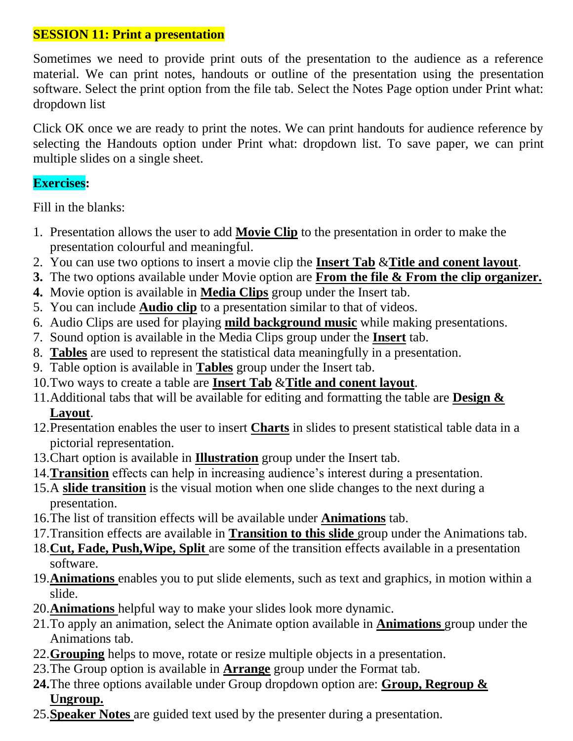**SESSION 11: Print a presentation**

Sometimes we need to provide print outs of the presentation to the audience as a reference material. We can print notes, handouts or outline of the presentation using the presentation software. Select the print option from the file tab. Select the Notes Page option under Print what: dropdown list

Click OK once we are ready to print the notes. We can print handouts for audience reference by selecting the Handouts option under Print what: dropdown list. To save paper, we can print multiple slides on a single sheet.

**Exercises:**

Fill in the blanks:

1. Presentation allows the user to add **Movie Clip** to the presentation in order to make the presentation colourful and meaningful.
2. You can use two options to insert a movie clip the **Insert Tab** &**Title and conent layout**.
3. The two options available under Movie option are **From the file & From the clip organizer.**
4. Movie option is available in **Media Clips** group under the Insert tab.
5. You can include **Audio clip** to a presentation similar to that of videos.
6. Audio Clips are used for playing **mild background music** while making presentations.
7. Sound option is available in the Media Clips group under the **Insert** tab.
8. **Tables** are used to represent the statistical data meaningfully in a presentation.
9. Table option is available in **Tables** group under the Insert tab.
10. Two ways to create a table are **Insert Tab** &**Title and conent layout**.
11. Additional tabs that will be available for editing and formatting the table are **Design & Layout**.
12. Presentation enables the user to insert **Charts** in slides to present statistical table data in a pictorial representation.
13. Chart option is available in **Illustration** group under the Insert tab.
14. **Transition** effects can help in increasing audience's interest during a presentation.
15. A **slide transition** is the visual motion when one slide changes to the next during a presentation.
16. The list of transition effects will be available under **Animations** tab.
17. Transition effects are available in **Transition to this slide** group under the Animations tab.
18. **Cut, Fade, Push,Wipe, Split** are some of the transition effects available in a presentation software.
19. **Animations** enables you to put slide elements, such as text and graphics, in motion within a slide.
20. **Animations** helpful way to make your slides look more dynamic.
21. To apply an animation, select the Animate option available in **Animations** group under the Animations tab.
22. **Grouping** helps to move, rotate or resize multiple objects in a presentation.
23. The Group option is available in **Arrange** group under the Format tab.
24. The three options available under Group dropdown option are: **Group, Regroup & Ungroup.**
25. **Speaker Notes** are guided text used by the presenter during a presentation.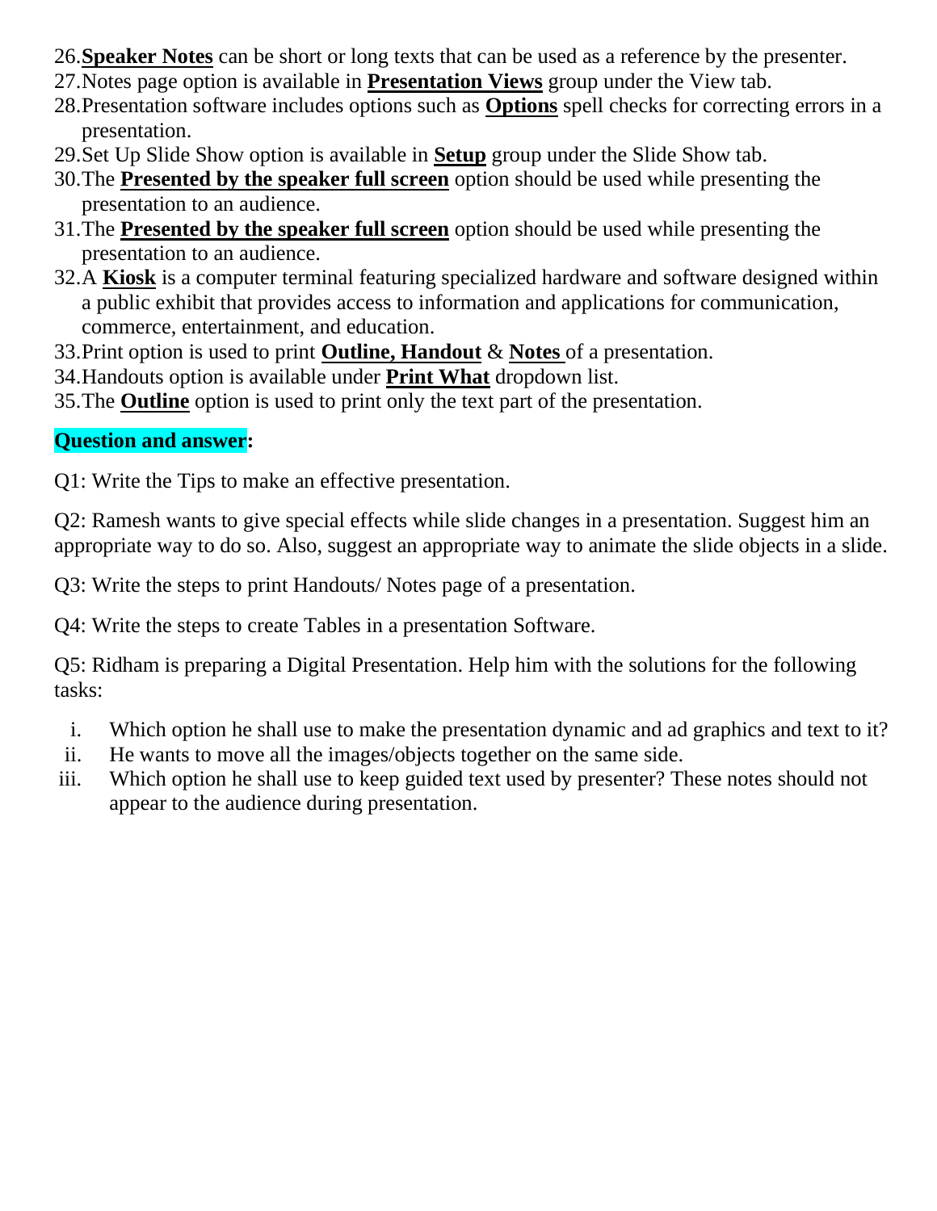26. **Speaker Notes** can be short or long texts that can be used as a reference by the presenter.
27. Notes page option is available in **Presentation Views** group under the View tab.
28. Presentation software includes options such as **Options** spell checks for correcting errors in a presentation.
29. Set Up Slide Show option is available in **Setup** group under the Slide Show tab.
30. The **Presented by the speaker full screen** option should be used while presenting the presentation to an audience.
31. The **Presented by the speaker full screen** option should be used while presenting the presentation to an audience.
32. A **Kiosk** is a computer terminal featuring specialized hardware and software designed within a public exhibit that provides access to information and applications for communication, commerce, entertainment, and education.
33. Print option is used to print **Outline, Handout** & **Notes** of a presentation.
34. Handouts option is available under **Print What** dropdown list.
35. The **Outline** option is used to print only the text part of the presentation.

**Question and answer:**

Q1: Write the Tips to make an effective presentation.

Q2: Ramesh wants to give special effects while slide changes in a presentation. Suggest him an appropriate way to do so. Also, suggest an appropriate way to animate the slide objects in a slide.

Q3: Write the steps to print Handouts/ Notes page of a presentation.

Q4: Write the steps to create Tables in a presentation Software.

Q5: Ridham is preparing a Digital Presentation. Help him with the solutions for the following tasks:

i. Which option he shall use to make the presentation dynamic and ad graphics and text to it?
ii. He wants to move all the images/objects together on the same side.
iii. Which option he shall use to keep guided text used by presenter? These notes should not appear to the audience during presentation.